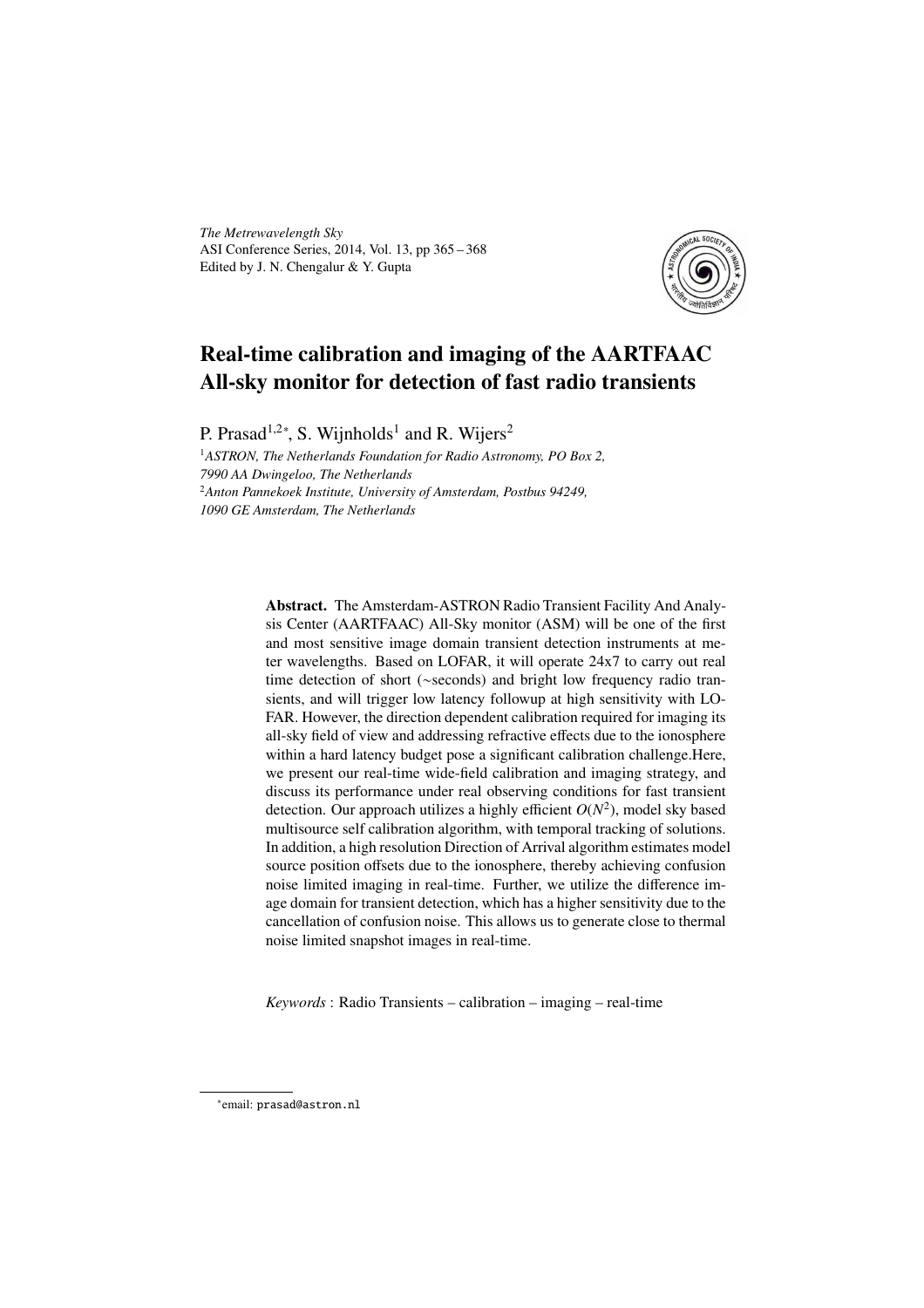# Real-time calibration and imaging of the AARTFAAC All-sky monitor for detection of fast radio transients

P. Prasad[1,2*], S. Wijnholds[1] and R. Wijers[2]

[1]*ASTRON, The Netherlands Foundation for Radio Astronomy, PO Box 2, 7990 AA Dwingeloo, The Netherlands*

[2]*Anton Pannekoek Institute, University of Amsterdam, Postbus 94249, 1090 GE Amsterdam, The Netherlands*

**Abstract.** The Amsterdam-ASTRON Radio Transient Facility And Analysis Center (AARTFAAC) All-Sky monitor (ASM) will be one of the first and most sensitive image domain transient detection instruments at meter wavelengths. Based on LOFAR, it will operate 24x7 to carry out real time detection of short (~seconds) and bright low frequency radio transients, and will trigger low latency followup at high sensitivity with LOFAR. However, the direction dependent calibration required for imaging its all-sky field of view and addressing refractive effects due to the ionosphere within a hard latency budget pose a significant calibration challenge.Here, we present our real-time wide-field calibration and imaging strategy, and discuss its performance under real observing conditions for fast transient detection. Our approach utilizes a highly efficient $O(N^2)$, model sky based multisource self calibration algorithm, with temporal tracking of solutions. In addition, a high resolution Direction of Arrival algorithm estimates model source position offsets due to the ionosphere, thereby achieving confusion noise limited imaging in real-time. Further, we utilize the difference image domain for transient detection, which has a higher sensitivity due to the cancellation of confusion noise. This allows us to generate close to thermal noise limited snapshot images in real-time.

*Keywords* : Radio Transients – calibration – imaging – real-time

*email: prasad@astron.nl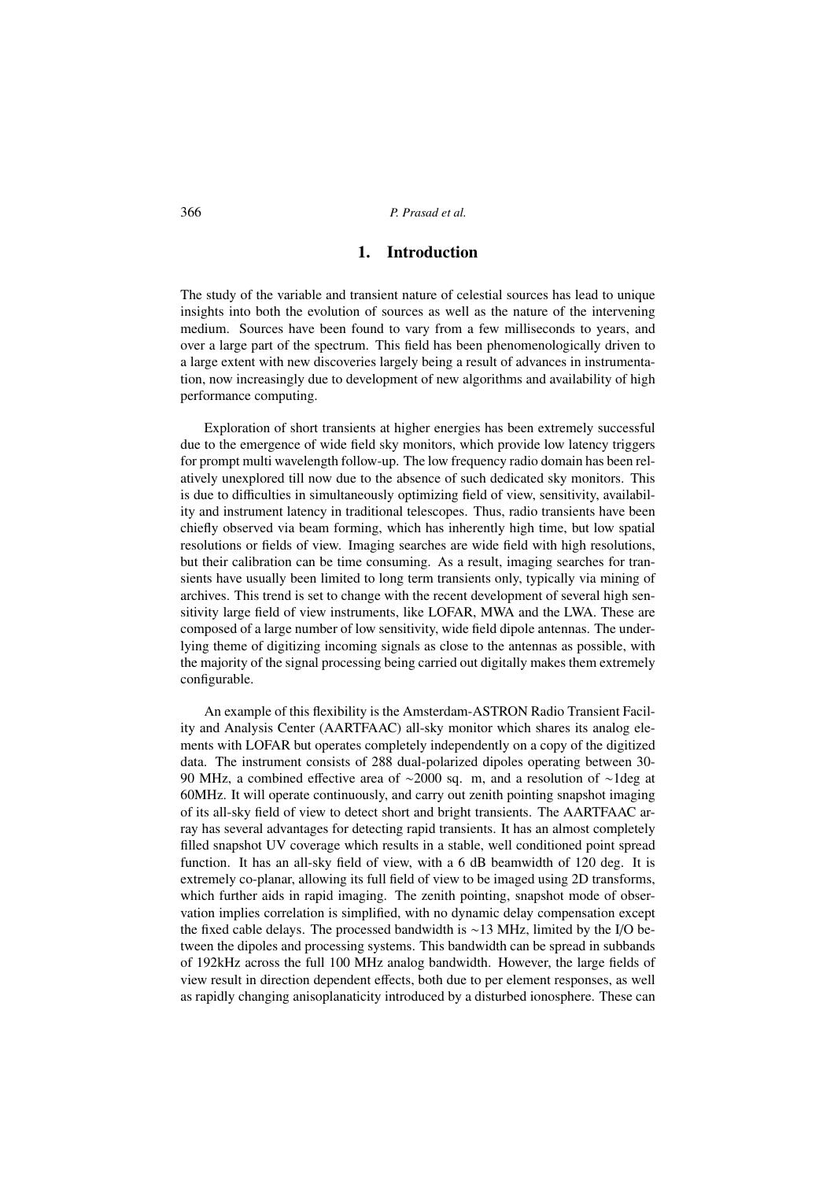## 1. Introduction

The study of the variable and transient nature of celestial sources has lead to unique insights into both the evolution of sources as well as the nature of the intervening medium. Sources have been found to vary from a few milliseconds to years, and over a large part of the spectrum. This field has been phenomenologically driven to a large extent with new discoveries largely being a result of advances in instrumentation, now increasingly due to development of new algorithms and availability of high performance computing.

Exploration of short transients at higher energies has been extremely successful due to the emergence of wide field sky monitors, which provide low latency triggers for prompt multi wavelength follow-up. The low frequency radio domain has been relatively unexplored till now due to the absence of such dedicated sky monitors. This is due to difficulties in simultaneously optimizing field of view, sensitivity, availability and instrument latency in traditional telescopes. Thus, radio transients have been chiefly observed via beam forming, which has inherently high time, but low spatial resolutions or fields of view. Imaging searches are wide field with high resolutions, but their calibration can be time consuming. As a result, imaging searches for transients have usually been limited to long term transients only, typically via mining of archives. This trend is set to change with the recent development of several high sensitivity large field of view instruments, like LOFAR, MWA and the LWA. These are composed of a large number of low sensitivity, wide field dipole antennas. The underlying theme of digitizing incoming signals as close to the antennas as possible, with the majority of the signal processing being carried out digitally makes them extremely configurable.

An example of this flexibility is the Amsterdam-ASTRON Radio Transient Facility and Analysis Center (AARTFAAC) all-sky monitor which shares its analog elements with LOFAR but operates completely independently on a copy of the digitized data. The instrument consists of 288 dual-polarized dipoles operating between 30-90 MHz, a combined effective area of ~2000 sq. m, and a resolution of ~1deg at 60MHz. It will operate continuously, and carry out zenith pointing snapshot imaging of its all-sky field of view to detect short and bright transients. The AARTFAAC array has several advantages for detecting rapid transients. It has an almost completely filled snapshot UV coverage which results in a stable, well conditioned point spread function. It has an all-sky field of view, with a 6 dB beamwidth of 120 deg. It is extremely co-planar, allowing its full field of view to be imaged using 2D transforms, which further aids in rapid imaging. The zenith pointing, snapshot mode of observation implies correlation is simplified, with no dynamic delay compensation except the fixed cable delays. The processed bandwidth is ~13 MHz, limited by the I/O between the dipoles and processing systems. This bandwidth can be spread in subbands of 192kHz across the full 100 MHz analog bandwidth. However, the large fields of view result in direction dependent effects, both due to per element responses, as well as rapidly changing anisoplanaticity introduced by a disturbed ionosphere. These can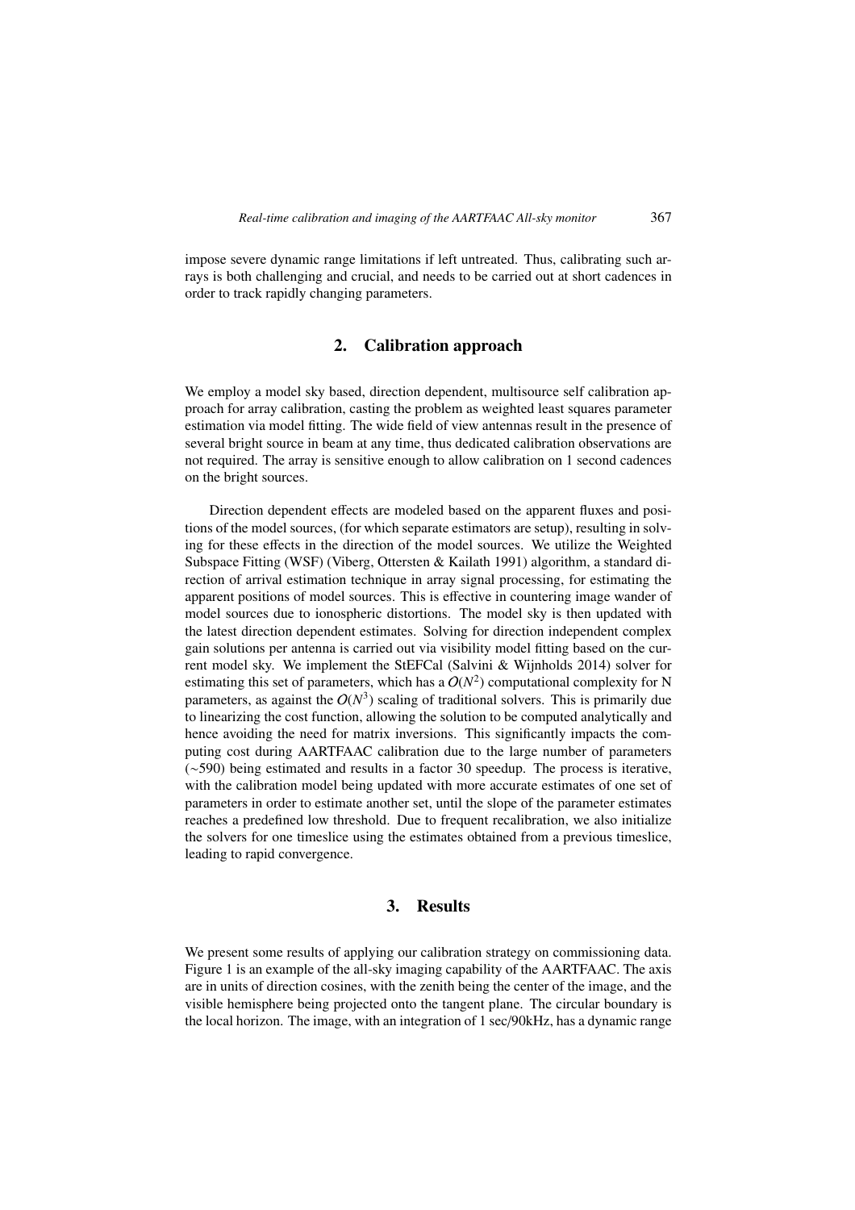impose severe dynamic range limitations if left untreated. Thus, calibrating such arrays is both challenging and crucial, and needs to be carried out at short cadences in order to track rapidly changing parameters.

## 2. Calibration approach

We employ a model sky based, direction dependent, multisource self calibration approach for array calibration, casting the problem as weighted least squares parameter estimation via model fitting. The wide field of view antennas result in the presence of several bright source in beam at any time, thus dedicated calibration observations are not required. The array is sensitive enough to allow calibration on 1 second cadences on the bright sources.

Direction dependent effects are modeled based on the apparent fluxes and positions of the model sources, (for which separate estimators are setup), resulting in solving for these effects in the direction of the model sources. We utilize the Weighted Subspace Fitting (WSF) (Viberg, Ottersten & Kailath 1991) algorithm, a standard direction of arrival estimation technique in array signal processing, for estimating the apparent positions of model sources. This is effective in countering image wander of model sources due to ionospheric distortions. The model sky is then updated with the latest direction dependent estimates. Solving for direction independent complex gain solutions per antenna is carried out via visibility model fitting based on the current model sky. We implement the StEFCal (Salvini & Wijnholds 2014) solver for estimating this set of parameters, which has a $O(N^2)$ computational complexity for N parameters, as against the $O(N^3)$ scaling of traditional solvers. This is primarily due to linearizing the cost function, allowing the solution to be computed analytically and hence avoiding the need for matrix inversions. This significantly impacts the computing cost during AARTFAAC calibration due to the large number of parameters ($\sim$590) being estimated and results in a factor 30 speedup. The process is iterative, with the calibration model being updated with more accurate estimates of one set of parameters in order to estimate another set, until the slope of the parameter estimates reaches a predefined low threshold. Due to frequent recalibration, we also initialize the solvers for one timeslice using the estimates obtained from a previous timeslice, leading to rapid convergence.

## 3. Results

We present some results of applying our calibration strategy on commissioning data. Figure 1 is an example of the all-sky imaging capability of the AARTFAAC. The axis are in units of direction cosines, with the zenith being the center of the image, and the visible hemisphere being projected onto the tangent plane. The circular boundary is the local horizon. The image, with an integration of 1 sec/90kHz, has a dynamic range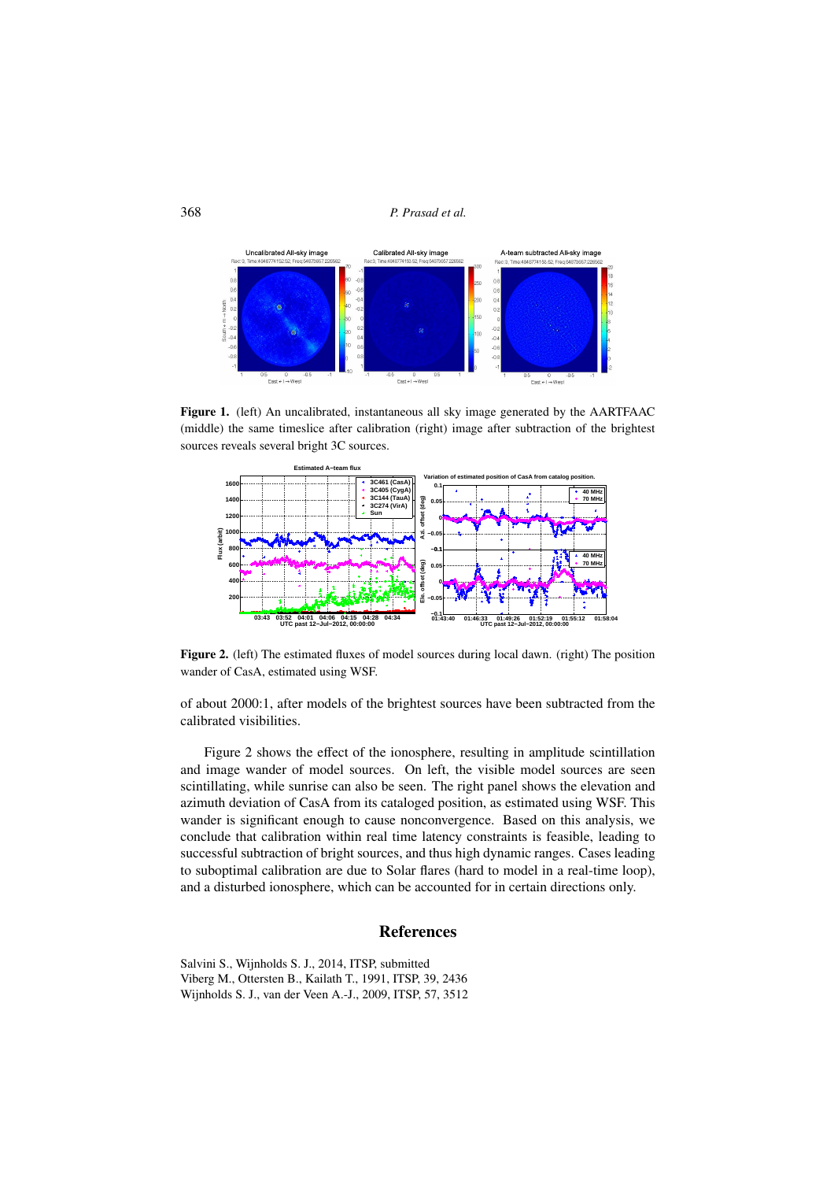Uncalibrated All-sky image

Calibrated All-sky image

A-team subtracted All-sky image

**Figure 1.** (left) An uncalibrated, instantaneous all sky image generated by the AARTFAAC (middle) the same timeslice after calibration (right) image after subtraction of the brightest sources reveals several bright 3C sources.

Estimated A-team flux

3C461 (CasA)
3C405 (CygA)
3C144 (TauA)
3C274 (VirA)
Sun

Flux (arbit)

UTC past 12-Jul-2012, 00:00:00

Variation of estimated position of CasA from catalog position.

40 MHz
70 MHz

Azi. offset (deg)

Ele. offset (deg)

UTC past 12-Jul-2012, 00:00:00

**Figure 2.** (left) The estimated fluxes of model sources during local dawn. (right) The position wander of CasA, estimated using WSF.

of about 2000:1, after models of the brightest sources have been subtracted from the calibrated visibilities.

Figure 2 shows the effect of the ionosphere, resulting in amplitude scintillation and image wander of model sources. On left, the visible model sources are seen scintillating, while sunrise can also be seen. The right panel shows the elevation and azimuth deviation of CasA from its cataloged position, as estimated using WSF. This wander is significant enough to cause nonconvergence. Based on this analysis, we conclude that calibration within real time latency constraints is feasible, leading to successful subtraction of bright sources, and thus high dynamic ranges. Cases leading to suboptimal calibration are due to Solar flares (hard to model in a real-time loop), and a disturbed ionosphere, which can be accounted for in certain directions only.

## References

Salvini S., Wijnholds S. J., 2014, ITSP, submitted
Viberg M., Ottersten B., Kailath T., 1991, ITSP, 39, 2436
Wijnholds S. J., van der Veen A.-J., 2009, ITSP, 57, 3512